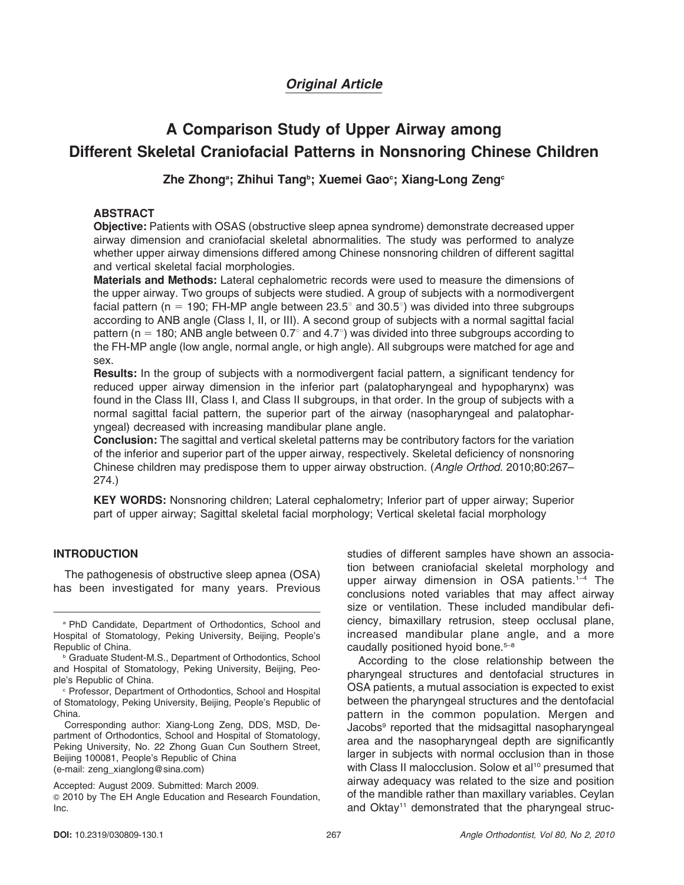*Original Article*

# A Comparison Study of Upper Airway among Different Skeletal Craniofacial Patterns in Nonsnoring Chinese Children

**Zhe Zhong[a]; Zhihui Tang[b]; Xuemei Gao[c]; Xiang-Long Zeng[c]**

## ABSTRACT

**Objective:** Patients with OSAS (obstructive sleep apnea syndrome) demonstrate decreased upper airway dimension and craniofacial skeletal abnormalities. The study was performed to analyze whether upper airway dimensions differed among Chinese nonsnoring children of different sagittal and vertical skeletal facial morphologies.

**Materials and Methods:** Lateral cephalometric records were used to measure the dimensions of the upper airway. Two groups of subjects were studied. A group of subjects with a normodivergent facial pattern ($n = 190$; FH-MP angle between 23.5° and 30.5°) was divided into three subgroups according to ANB angle (Class I, II, or III). A second group of subjects with a normal sagittal facial pattern ($n = 180$; ANB angle between 0.7° and 4.7°) was divided into three subgroups according to the FH-MP angle (low angle, normal angle, or high angle). All subgroups were matched for age and sex.

**Results:** In the group of subjects with a normodivergent facial pattern, a significant tendency for reduced upper airway dimension in the inferior part (palatopharyngeal and hypopharynx) was found in the Class III, Class I, and Class II subgroups, in that order. In the group of subjects with a normal sagittal facial pattern, the superior part of the airway (nasopharyngeal and palatopharyngeal) decreased with increasing mandibular plane angle.

**Conclusion:** The sagittal and vertical skeletal patterns may be contributory factors for the variation of the inferior and superior part of the upper airway, respectively. Skeletal deficiency of nonsnoring Chinese children may predispose them to upper airway obstruction. (*Angle Orthod.* 2010;80:267–274.)

**KEY WORDS:** Nonsnoring children; Lateral cephalometry; Inferior part of upper airway; Superior part of upper airway; Sagittal skeletal facial morphology; Vertical skeletal facial morphology

## INTRODUCTION

The pathogenesis of obstructive sleep apnea (OSA) has been investigated for many years. Previous studies of different samples have shown an association between craniofacial skeletal morphology and upper airway dimension in OSA patients.[1–4] The conclusions noted variables that may affect airway size or ventilation. These included mandibular deficiency, bimaxillary retrusion, steep occlusal plane, increased mandibular plane angle, and a more caudally positioned hyoid bone.[5–8]

According to the close relationship between the pharyngeal structures and dentofacial structures in OSA patients, a mutual association is expected to exist between the pharyngeal structures and the dentofacial pattern in the common population. Mergen and Jacobs[9] reported that the midsagittal nasopharyngeal area and the nasopharyngeal depth are significantly larger in subjects with normal occlusion than in those with Class II malocclusion. Solow et al[10] presumed that airway adequacy was related to the size and position of the mandible rather than maxillary variables. Ceylan and Oktay[11] demonstrated that the pharyngeal struc-

---

[a] PhD Candidate, Department of Orthodontics, School and Hospital of Stomatology, Peking University, Beijing, People's Republic of China.

[b] Graduate Student-M.S., Department of Orthodontics, School and Hospital of Stomatology, Peking University, Beijing, People's Republic of China.

[c] Professor, Department of Orthodontics, School and Hospital of Stomatology, Peking University, Beijing, People's Republic of China.

Corresponding author: Xiang-Long Zeng, DDS, MSD, Department of Orthodontics, School and Hospital of Stomatology, Peking University, No. 22 Zhong Guan Cun Southern Street, Beijing 100081, People's Republic of China (e-mail: zeng_xianglong@sina.com)

Accepted: August 2009. Submitted: March 2009.

© 2010 by The EH Angle Education and Research Foundation, Inc.

DOI: 10.2319/030809-130.1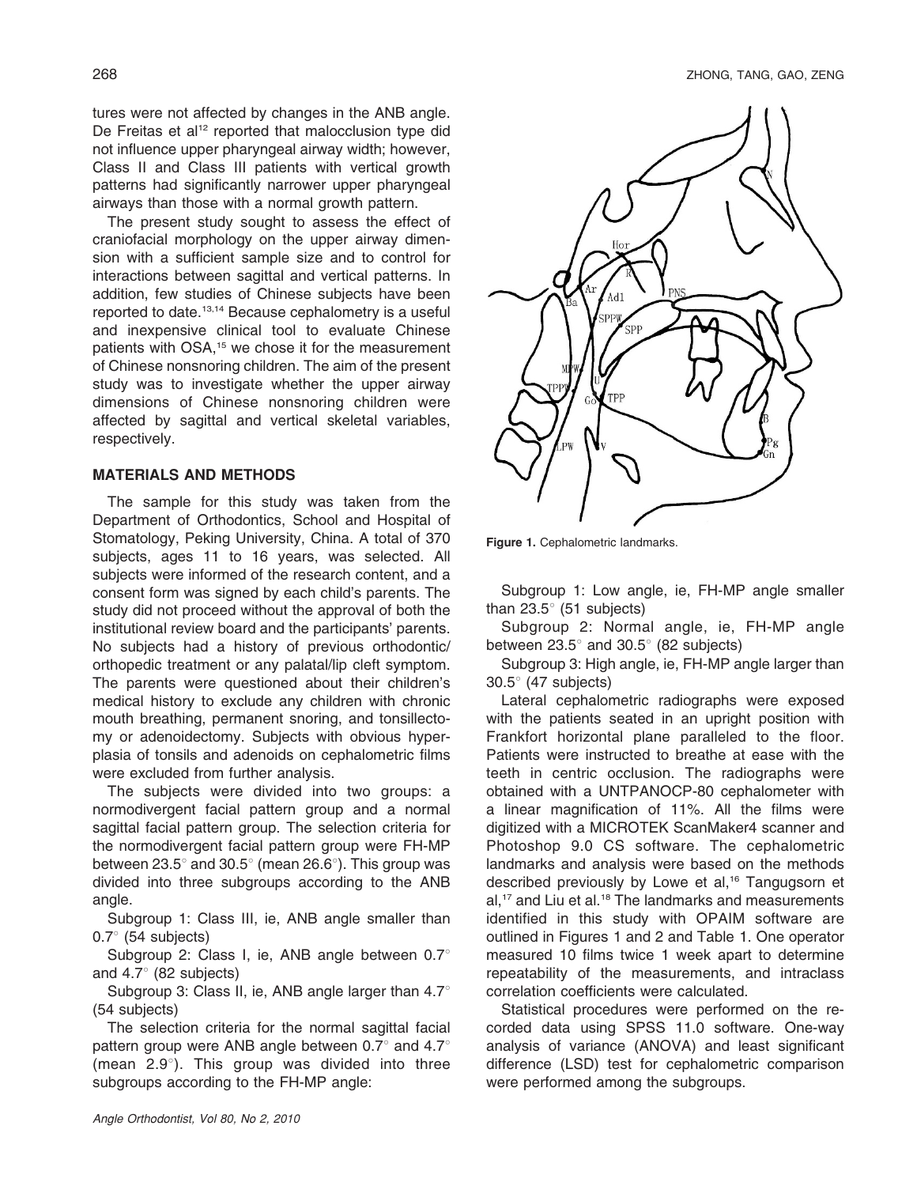tures were not affected by changes in the ANB angle. De Freitas et al[12] reported that malocclusion type did not influence upper pharyngeal airway width; however, Class II and Class III patients with vertical growth patterns had significantly narrower upper pharyngeal airways than those with a normal growth pattern.

The present study sought to assess the effect of craniofacial morphology on the upper airway dimension with a sufficient sample size and to control for interactions between sagittal and vertical patterns. In addition, few studies of Chinese subjects have been reported to date.[13,14] Because cephalometry is a useful and inexpensive clinical tool to evaluate Chinese patients with OSA,[15] we chose it for the measurement of Chinese nonsnoring children. The aim of the present study was to investigate whether the upper airway dimensions of Chinese nonsnoring children were affected by sagittal and vertical skeletal variables, respectively.

## MATERIALS AND METHODS

The sample for this study was taken from the Department of Orthodontics, School and Hospital of Stomatology, Peking University, China. A total of 370 subjects, ages 11 to 16 years, was selected. All subjects were informed of the research content, and a consent form was signed by each child's parents. The study did not proceed without the approval of both the institutional review board and the participants' parents. No subjects had a history of previous orthodontic/orthopedic treatment or any palatal/lip cleft symptom. The parents were questioned about their children's medical history to exclude any children with chronic mouth breathing, permanent snoring, and tonsillectomy or adenoidectomy. Subjects with obvious hyperplasia of tonsils and adenoids on cephalometric films were excluded from further analysis.

The subjects were divided into two groups: a normodivergent facial pattern group and a normal sagittal facial pattern group. The selection criteria for the normodivergent facial pattern group were FH-MP between 23.5° and 30.5° (mean 26.6°). This group was divided into three subgroups according to the ANB angle.

Subgroup 1: Class III, ie, ANB angle smaller than 0.7° (54 subjects)

Subgroup 2: Class I, ie, ANB angle between 0.7° and 4.7° (82 subjects)

Subgroup 3: Class II, ie, ANB angle larger than 4.7° (54 subjects)

The selection criteria for the normal sagittal facial pattern group were ANB angle between 0.7° and 4.7° (mean 2.9°). This group was divided into three subgroups according to the FH-MP angle:

Figure 1. Cephalometric landmarks.

Subgroup 1: Low angle, ie, FH-MP angle smaller than 23.5° (51 subjects)

Subgroup 2: Normal angle, ie, FH-MP angle between 23.5° and 30.5° (82 subjects)

Subgroup 3: High angle, ie, FH-MP angle larger than 30.5° (47 subjects)

Lateral cephalometric radiographs were exposed with the patients seated in an upright position with Frankfort horizontal plane paralleled to the floor. Patients were instructed to breathe at ease with the teeth in centric occlusion. The radiographs were obtained with a UNTPANOCP-80 cephalometer with a linear magnification of 11%. All the films were digitized with a MICROTEK ScanMaker4 scanner and Photoshop 9.0 CS software. The cephalometric landmarks and analysis were based on the methods described previously by Lowe et al,[16] Tangugsorn et al,[17] and Liu et al.[18] The landmarks and measurements identified in this study with OPAIM software are outlined in Figures 1 and 2 and Table 1. One operator measured 10 films twice 1 week apart to determine repeatability of the measurements, and intraclass correlation coefficients were calculated.

Statistical procedures were performed on the recorded data using SPSS 11.0 software. One-way analysis of variance (ANOVA) and least significant difference (LSD) test for cephalometric comparison were performed among the subgroups.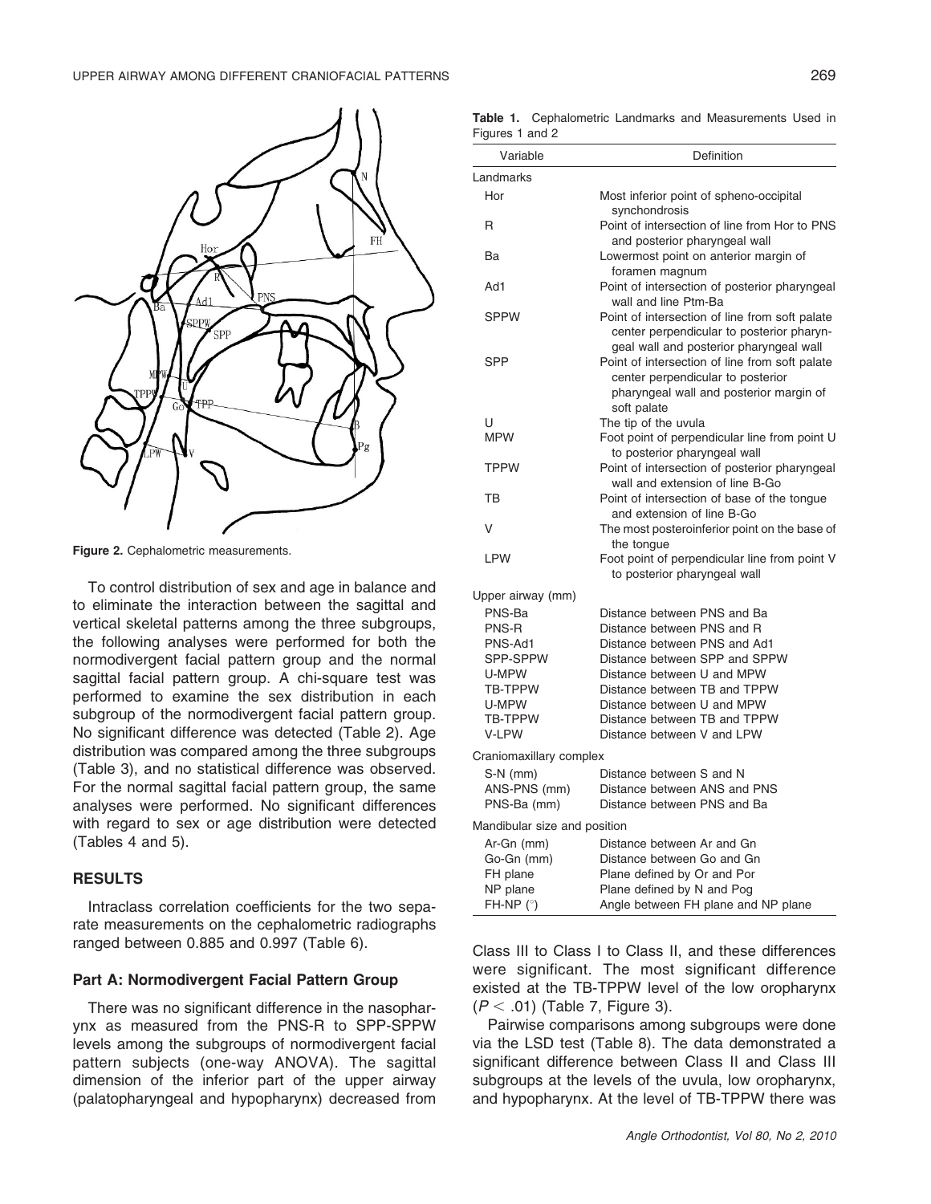Figure 2. Cephalometric measurements.

To control distribution of sex and age in balance and to eliminate the interaction between the sagittal and vertical skeletal patterns among the three subgroups, the following analyses were performed for both the normodivergent facial pattern group and the normal sagittal facial pattern group. A chi-square test was performed to examine the sex distribution in each subgroup of the normodivergent facial pattern group. No significant difference was detected (Table 2). Age distribution was compared among the three subgroups (Table 3), and no statistical difference was observed. For the normal sagittal facial pattern group, the same analyses were performed. No significant differences with regard to sex or age distribution were detected (Tables 4 and 5).

## RESULTS

Intraclass correlation coefficients for the two separate measurements on the cephalometric radiographs ranged between 0.885 and 0.997 (Table 6).

### Part A: Normodivergent Facial Pattern Group

There was no significant difference in the nasopharynx as measured from the PNS-R to SPP-SPPW levels among the subgroups of normodivergent facial pattern subjects (one-way ANOVA). The sagittal dimension of the inferior part of the upper airway (palatopharyngeal and hypopharynx) decreased from Class III to Class I to Class II, and these differences were significant. The most significant difference existed at the TB-TPPW level of the low oropharynx ($P < .01$) (Table 7, Figure 3).

Pairwise comparisons among subgroups were done via the LSD test (Table 8). The data demonstrated a significant difference between Class II and Class III subgroups at the levels of the uvula, low oropharynx, and hypopharynx. At the level of TB-TPPW there was

**Table 1.** Cephalometric Landmarks and Measurements Used in Figures 1 and 2

| Variable | Definition |
|---|---|
| Landmarks | |
| Hor | Most inferior point of spheno-occipital synchondrosis |
| R | Point of intersection of line from Hor to PNS and posterior pharyngeal wall |
| Ba | Lowermost point on anterior margin of foramen magnum |
| Ad1 | Point of intersection of posterior pharyngeal wall and line Ptm-Ba |
| SPPW | Point of intersection of line from soft palate center perpendicular to posterior pharyngeal wall and posterior pharyngeal wall |
| SPP | Point of intersection of line from soft palate center perpendicular to posterior pharyngeal wall and posterior margin of soft palate |
| U | The tip of the uvula |
| MPW | Foot point of perpendicular line from point U to posterior pharyngeal wall |
| TPPW | Point of intersection of posterior pharyngeal wall and extension of line B-Go |
| TB | Point of intersection of base of the tongue and extension of line B-Go |
| V | The most posteroinferior point on the base of the tongue |
| LPW | Foot point of perpendicular line from point V to posterior pharyngeal wall |
| Upper airway (mm) | |
| PNS-Ba | Distance between PNS and Ba |
| PNS-R | Distance between PNS and R |
| PNS-Ad1 | Distance between PNS and Ad1 |
| SPP-SPPW | Distance between SPP and SPPW |
| U-MPW | Distance between U and MPW |
| TB-TPPW | Distance between TB and TPPW |
| U-MPW | Distance between U and MPW |
| TB-TPPW | Distance between TB and TPPW |
| V-LPW | Distance between V and LPW |
| Craniomaxillary complex | |
| S-N (mm) | Distance between S and N |
| ANS-PNS (mm) | Distance between ANS and PNS |
| PNS-Ba (mm) | Distance between PNS and Ba |
| Mandibular size and position | |
| Ar-Gn (mm) | Distance between Ar and Gn |
| Go-Gn (mm) | Distance between Go and Gn |
| FH plane | Plane defined by Or and Por |
| NP plane | Plane defined by N and Pog |
| FH-NP (°) | Angle between FH plane and NP plane |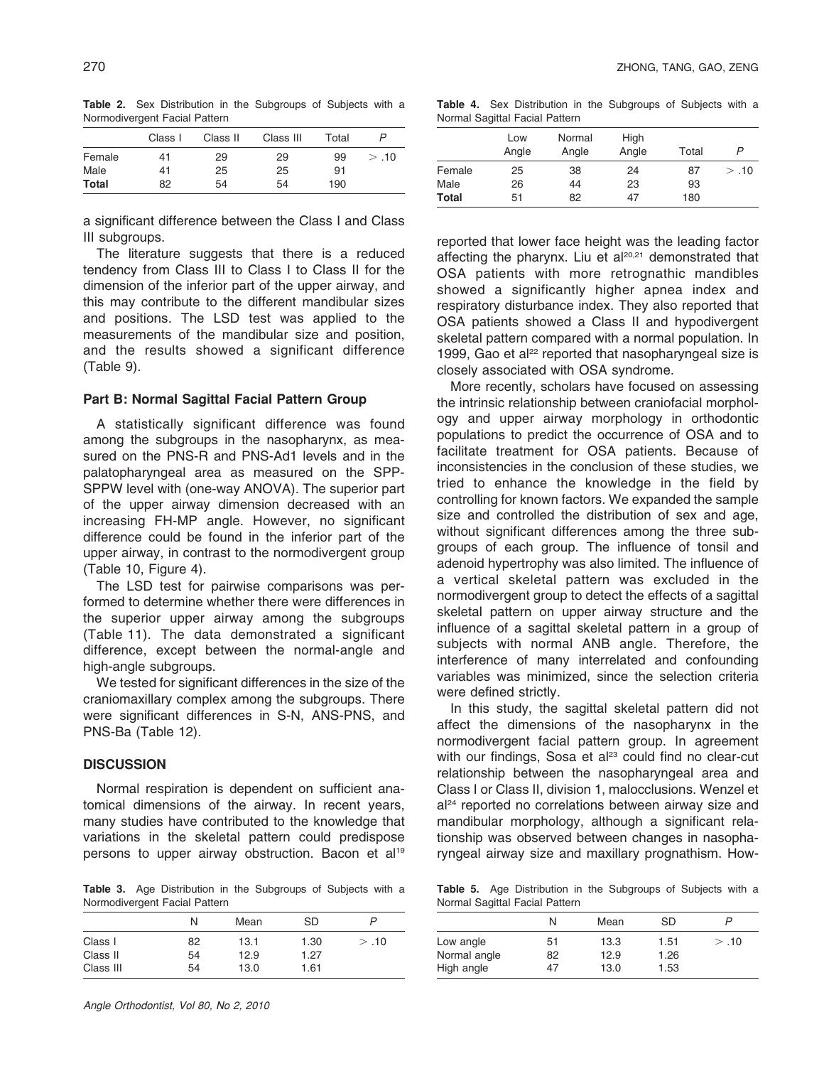**Table 2.** Sex Distribution in the Subgroups of Subjects with a Normodivergent Facial Pattern

| | Class I | Class II | Class III | Total | P |
|---|---|---|---|---|---|
| Female | 41 | 29 | 29 | 99 | > .10 |
| Male | 41 | 25 | 25 | 91 | |
| **Total** | 82 | 54 | 54 | 190 | |

a significant difference between the Class I and Class III subgroups.

The literature suggests that there is a reduced tendency from Class III to Class I to Class II for the dimension of the inferior part of the upper airway, and this may contribute to the different mandibular sizes and positions. The LSD test was applied to the measurements of the mandibular size and position, and the results showed a significant difference (Table 9).

### Part B: Normal Sagittal Facial Pattern Group

A statistically significant difference was found among the subgroups in the nasopharynx, as measured on the PNS-R and PNS-Ad1 levels and in the palatopharyngeal area as measured on the SPP-SPPW level with (one-way ANOVA). The superior part of the upper airway dimension decreased with an increasing FH-MP angle. However, no significant difference could be found in the inferior part of the upper airway, in contrast to the normodivergent group (Table 10, Figure 4).

The LSD test for pairwise comparisons was performed to determine whether there were differences in the superior upper airway among the subgroups (Table 11). The data demonstrated a significant difference, except between the normal-angle and high-angle subgroups.

We tested for significant differences in the size of the craniomaxillary complex among the subgroups. There were significant differences in S-N, ANS-PNS, and PNS-Ba (Table 12).

## DISCUSSION

Normal respiration is dependent on sufficient anatomical dimensions of the airway. In recent years, many studies have contributed to the knowledge that variations in the skeletal pattern could predispose persons to upper airway obstruction. Bacon et al[19] reported that lower face height was the leading factor affecting the pharynx. Liu et al[20,21] demonstrated that OSA patients with more retrognathic mandibles showed a significantly higher apnea index and respiratory disturbance index. They also reported that OSA patients showed a Class II and hypodivergent skeletal pattern compared with a normal population. In 1999, Gao et al[22] reported that nasopharyngeal size is closely associated with OSA syndrome.

More recently, scholars have focused on assessing the intrinsic relationship between craniofacial morphology and upper airway morphology in orthodontic populations to predict the occurrence of OSA and to facilitate treatment for OSA patients. Because of inconsistencies in the conclusion of these studies, we tried to enhance the knowledge in the field by controlling for known factors. We expanded the sample size and controlled the distribution of sex and age, without significant differences among the three subgroups of each group. The influence of tonsil and adenoid hypertrophy was also limited. The influence of a vertical skeletal pattern was excluded in the normodivergent group to detect the effects of a sagittal skeletal pattern on upper airway structure and the influence of a sagittal skeletal pattern in a group of subjects with normal ANB angle. Therefore, the interference of many interrelated and confounding variables was minimized, since the selection criteria were defined strictly.

In this study, the sagittal skeletal pattern did not affect the dimensions of the nasopharynx in the normodivergent facial pattern group. In agreement with our findings, Sosa et al[23] could find no clear-cut relationship between the nasopharyngeal area and Class I or Class II, division 1, malocclusions. Wenzel et al[24] reported no correlations between airway size and mandibular morphology, although a significant relationship was observed between changes in nasopharyngeal airway size and maxillary prognathism. How-

**Table 3.** Age Distribution in the Subgroups of Subjects with a Normodivergent Facial Pattern

| | N | Mean | SD | P |
|---|---|---|---|---|
| Class I | 82 | 13.1 | 1.30 | > .10 |
| Class II | 54 | 12.9 | 1.27 | |
| Class III | 54 | 13.0 | 1.61 | |

**Table 4.** Sex Distribution in the Subgroups of Subjects with a Normal Sagittal Facial Pattern

| | Low Angle | Normal Angle | High Angle | Total | P |
|---|---|---|---|---|---|
| Female | 25 | 38 | 24 | 87 | > .10 |
| Male | 26 | 44 | 23 | 93 | |
| **Total** | 51 | 82 | 47 | 180 | |

**Table 5.** Age Distribution in the Subgroups of Subjects with a Normal Sagittal Facial Pattern

| | N | Mean | SD | P |
|---|---|---|---|---|
| Low angle | 51 | 13.3 | 1.51 | > .10 |
| Normal angle | 82 | 12.9 | 1.26 | |
| High angle | 47 | 13.0 | 1.53 | |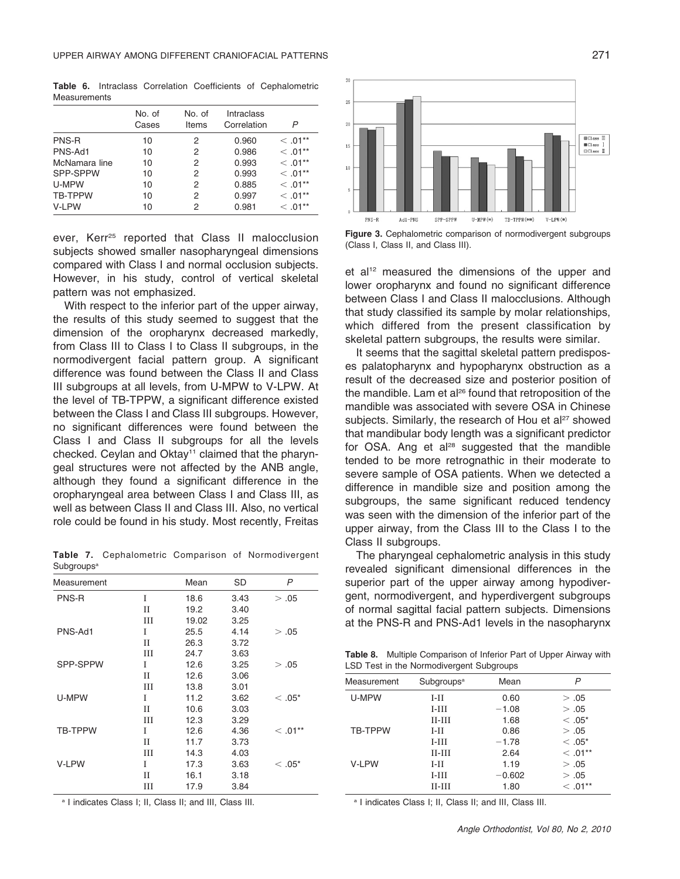**Table 6.** Intraclass Correlation Coefficients of Cephalometric Measurements

| | No. of Cases | No. of Items | Intraclass Correlation | *P* |
|---|---|---|---|---|
| PNS-R | 10 | 2 | 0.960 | < .01** |
| PNS-Ad1 | 10 | 2 | 0.986 | < .01** |
| McNamara line | 10 | 2 | 0.993 | < .01** |
| SPP-SPPW | 10 | 2 | 0.993 | < .01** |
| U-MPW | 10 | 2 | 0.885 | < .01** |
| TB-TPPW | 10 | 2 | 0.997 | < .01** |
| V-LPW | 10 | 2 | 0.981 | < .01** |

ever, Kerr[25] reported that Class II malocclusion subjects showed smaller nasopharyngeal dimensions compared with Class I and normal occlusion subjects. However, in his study, control of vertical skeletal pattern was not emphasized.

With respect to the inferior part of the upper airway, the results of this study seemed to suggest that the dimension of the oropharynx decreased markedly, from Class III to Class I to Class II subgroups, in the normodivergent facial pattern group. A significant difference was found between the Class II and Class III subgroups at all levels, from U-MPW to V-LPW. At the level of TB-TPPW, a significant difference existed between the Class I and Class III subgroups. However, no significant differences were found between the Class I and Class II subgroups for all the levels checked. Ceylan and Oktay[11] claimed that the pharyngeal structures were not affected by the ANB angle, although they found a significant difference in the oropharyngeal area between Class I and Class III, as well as between Class II and Class III. Also, no vertical role could be found in his study. Most recently, Freitas et al[12] measured the dimensions of the upper and lower oropharynx and found no significant difference between Class I and Class II malocclusions. Although that study classified its sample by molar relationships, which differed from the present classification by skeletal pattern subgroups, the results were similar.

**Table 7.** Cephalometric Comparison of Normodivergent Subgroups[a]

| Measurement | | Mean | SD | *P* |
|---|---|---|---|---|
| PNS-R | I | 18.6 | 3.43 | > .05 |
| | II | 19.2 | 3.40 | |
| | III | 19.02 | 3.25 | |
| PNS-Ad1 | I | 25.5 | 4.14 | > .05 |
| | II | 26.3 | 3.72 | |
| | III | 24.7 | 3.63 | |
| SPP-SPPW | I | 12.6 | 3.25 | > .05 |
| | II | 12.6 | 3.06 | |
| | III | 13.8 | 3.01 | |
| U-MPW | I | 11.2 | 3.62 | < .05* |
| | II | 10.6 | 3.03 | |
| | III | 12.3 | 3.29 | |
| TB-TPPW | I | 12.6 | 4.36 | < .01** |
| | II | 11.7 | 3.73 | |
| | III | 14.3 | 4.03 | |
| V-LPW | I | 17.3 | 3.63 | < .05* |
| | II | 16.1 | 3.18 | |
| | III | 17.9 | 3.84 | |

[a] I indicates Class I; II, Class II; and III, Class III.

**Figure 3.** Cephalometric comparison of normodivergent subgroups (Class I, Class II, and Class III).

It seems that the sagittal skeletal pattern predisposes palatopharynx and hypopharynx obstruction as a result of the decreased size and posterior position of the mandible. Lam et al[26] found that retroposition of the mandible was associated with severe OSA in Chinese subjects. Similarly, the research of Hou et al[27] showed that mandibular body length was a significant predictor for OSA. Ang et al[28] suggested that the mandible tended to be more retrognathic in their moderate to severe sample of OSA patients. When we detected a difference in mandible size and position among the subgroups, the same significant reduced tendency was seen with the dimension of the inferior part of the upper airway, from the Class III to the Class I to the Class II subgroups.

The pharyngeal cephalometric analysis in this study revealed significant dimensional differences in the superior part of the upper airway among hypodivergent, normodivergent, and hyperdivergent subgroups of normal sagittal facial pattern subjects. Dimensions at the PNS-R and PNS-Ad1 levels in the nasopharynx

**Table 8.** Multiple Comparison of Inferior Part of Upper Airway with LSD Test in the Normodivergent Subgroups

| Measurement | Subgroups[a] | Mean | *P* |
|---|---|---|---|
| U-MPW | I-II | 0.60 | > .05 |
| | I-III | −1.08 | > .05 |
| | II-III | 1.68 | < .05* |
| TB-TPPW | I-II | 0.86 | > .05 |
| | I-III | −1.78 | < .05* |
| | II-III | 2.64 | < .01** |
| V-LPW | I-II | 1.19 | > .05 |
| | I-III | −0.602 | > .05 |
| | II-III | 1.80 | < .01** |

[a] I indicates Class I; II, Class II; and III, Class III.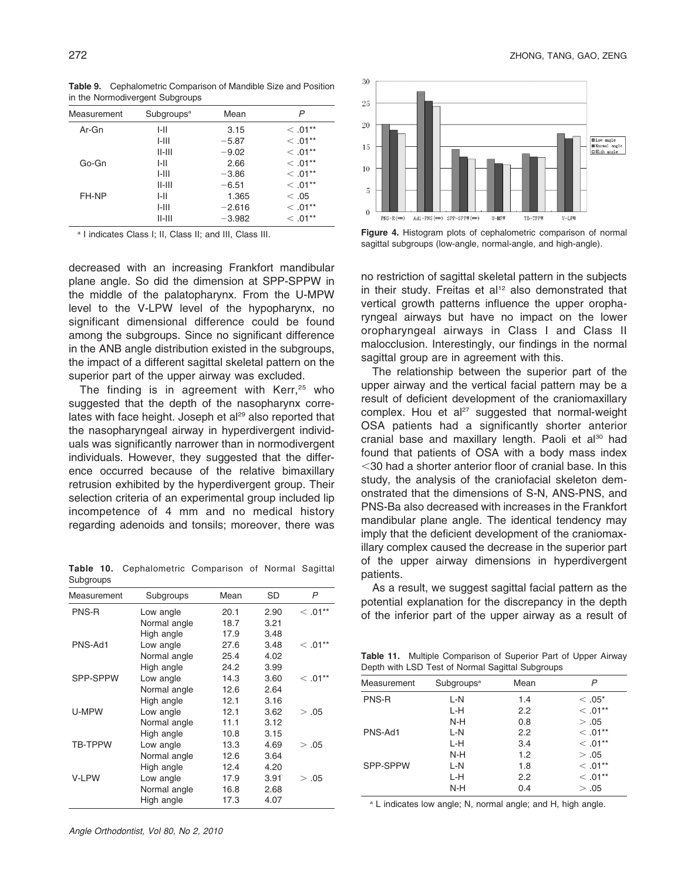**Table 9.** Cephalometric Comparison of Mandible Size and Position in the Normodivergent Subgroups

| Measurement | Subgroups[a] | Mean | P |
|---|---|---|---|
| Ar-Gn | I-II | 3.15 | < .01** |
| | I-III | −5.87 | < .01** |
| | II-III | −9.02 | < .01** |
| Go-Gn | I-II | 2.66 | < .01** |
| | I-III | −3.86 | < .01** |
| | II-III | −6.51 | < .01** |
| FH-NP | I-II | 1.365 | < .05 |
| | I-III | −2.616 | < .01** |
| | II-III | −3.982 | < .01** |

[a] I indicates Class I; II, Class II; and III, Class III.

decreased with an increasing Frankfort mandibular plane angle. So did the dimension at SPP-SPPW in the middle of the palatopharynx. From the U-MPW level to the V-LPW level of the hypopharynx, no significant dimensional difference could be found among the subgroups. Since no significant difference in the ANB angle distribution existed in the subgroups, the impact of a different sagittal skeletal pattern on the superior part of the upper airway was excluded.

The finding is in agreement with Kerr,[25] who suggested that the depth of the nasopharynx correlates with face height. Joseph et al[29] also reported that the nasopharyngeal airway in hyperdivergent individuals was significantly narrower than in normodivergent individuals. However, they suggested that the difference occurred because of the relative bimaxillary retrusion exhibited by the hyperdivergent group. Their selection criteria of an experimental group included lip incompetence of 4 mm and no medical history regarding adenoids and tonsils; moreover, there was no restriction of sagittal skeletal pattern in the subjects in their study. Freitas et al[12] also demonstrated that vertical growth patterns influence the upper oropharyngeal airways but have no impact on the lower oropharyngeal airways in Class I and Class II malocclusion. Interestingly, our findings in the normal sagittal group are in agreement with this.

**Table 10.** Cephalometric Comparison of Normal Sagittal Subgroups

| Measurement | Subgroups | Mean | SD | P |
|---|---|---|---|---|
| PNS-R | Low angle | 20.1 | 2.90 | < .01** |
| | Normal angle | 18.7 | 3.21 | |
| | High angle | 17.9 | 3.48 | |
| PNS-Ad1 | Low angle | 27.6 | 3.48 | < .01** |
| | Normal angle | 25.4 | 4.02 | |
| | High angle | 24.2 | 3.99 | |
| SPP-SPPW | Low angle | 14.3 | 3.60 | < .01** |
| | Normal angle | 12.6 | 2.64 | |
| | High angle | 12.1 | 3.16 | |
| U-MPW | Low angle | 12.1 | 3.62 | > .05 |
| | Normal angle | 11.1 | 3.12 | |
| | High angle | 10.8 | 3.15 | |
| TB-TPPW | Low angle | 13.3 | 4.69 | > .05 |
| | Normal angle | 12.6 | 3.64 | |
| | High angle | 12.4 | 4.20 | |
| V-LPW | Low angle | 17.9 | 3.91 | > .05 |
| | Normal angle | 16.8 | 2.68 | |
| | High angle | 17.3 | 4.07 | |

**Figure 4.** Histogram plots of cephalometric comparison of normal sagittal subgroups (low-angle, normal-angle, and high-angle).

The relationship between the superior part of the upper airway and the vertical facial pattern may be a result of deficient development of the craniomaxillary complex. Hou et al[27] suggested that normal-weight OSA patients had a significantly shorter anterior cranial base and maxillary length. Paoli et al[30] had found that patients of OSA with a body mass index <30 had a shorter anterior floor of cranial base. In this study, the analysis of the craniofacial skeleton demonstrated that the dimensions of S-N, ANS-PNS, and PNS-Ba also decreased with increases in the Frankfort mandibular plane angle. The identical tendency may imply that the deficient development of the craniomaxillary complex caused the decrease in the superior part of the upper airway dimensions in hyperdivergent patients.

As a result, we suggest sagittal facial pattern as the potential explanation for the discrepancy in the depth of the inferior part of the upper airway as a result of

**Table 11.** Multiple Comparison of Superior Part of Upper Airway Depth with LSD Test of Normal Sagittal Subgroups

| Measurement | Subgroups[a] | Mean | P |
|---|---|---|---|
| PNS-R | L-N | 1.4 | < .05* |
| | L-H | 2.2 | < .01** |
| | N-H | 0.8 | > .05 |
| PNS-Ad1 | L-N | 2.2 | < .01** |
| | L-H | 3.4 | < .01** |
| | N-H | 1.2 | > .05 |
| SPP-SPPW | L-N | 1.8 | < .01** |
| | L-H | 2.2 | < .01** |
| | N-H | 0.4 | > .05 |

[a] L indicates low angle; N, normal angle; and H, high angle.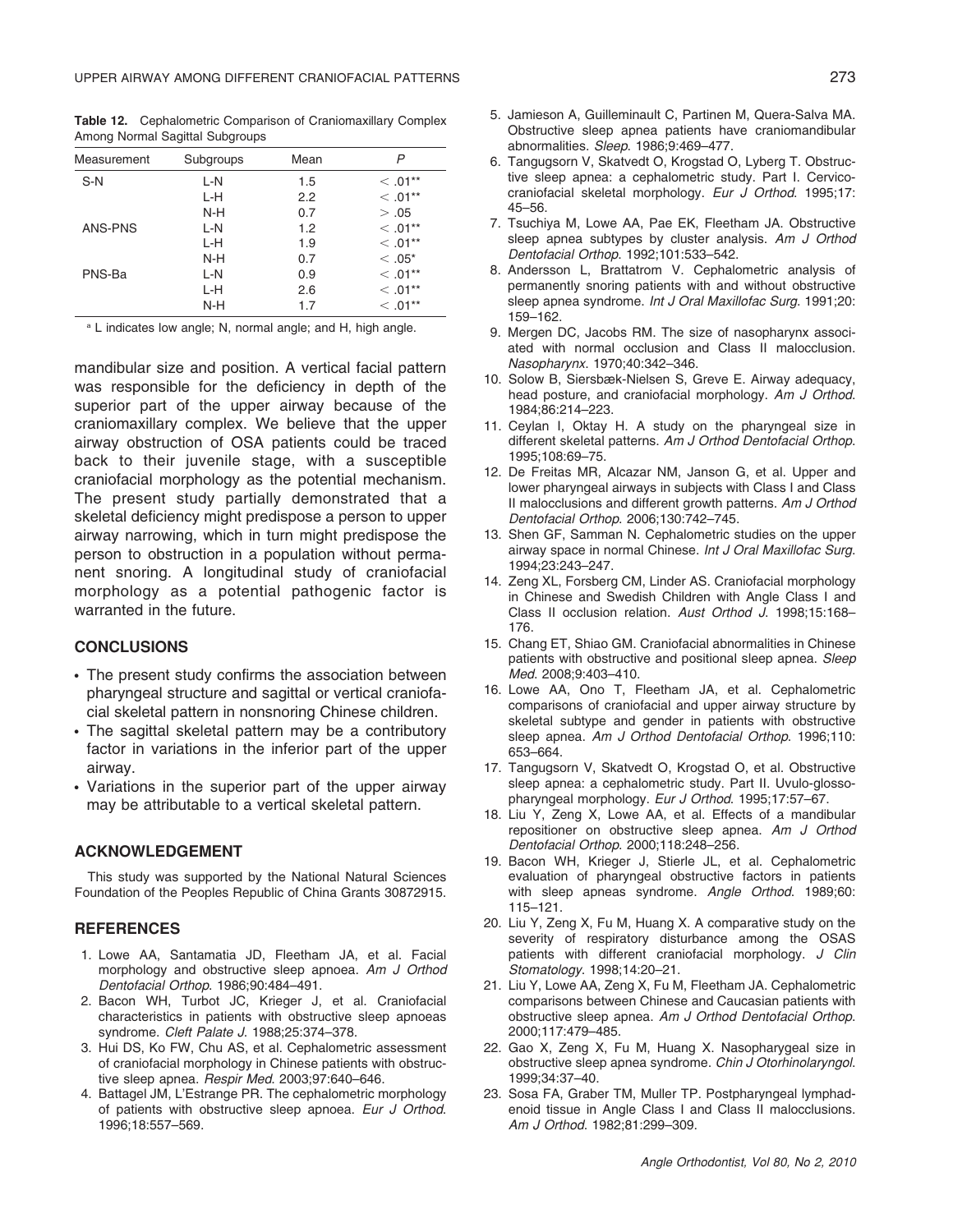**Table 12.** Cephalometric Comparison of Craniomaxillary Complex Among Normal Sagittal Subgroups

| Measurement | Subgroups | Mean | P |
|---|---|---|---|
| S-N | L-N | 1.5 | < .01** |
| | L-H | 2.2 | < .01** |
| | N-H | 0.7 | > .05 |
| ANS-PNS | L-N | 1.2 | < .01** |
| | L-H | 1.9 | < .01** |
| | N-H | 0.7 | < .05* |
| PNS-Ba | L-N | 0.9 | < .01** |
| | L-H | 2.6 | < .01** |
| | N-H | 1.7 | < .01** |

[a] L indicates low angle; N, normal angle; and H, high angle.

mandibular size and position. A vertical facial pattern was responsible for the deficiency in depth of the superior part of the upper airway because of the craniomaxillary complex. We believe that the upper airway obstruction of OSA patients could be traced back to their juvenile stage, with a susceptible craniofacial morphology as the potential mechanism. The present study partially demonstrated that a skeletal deficiency might predispose a person to upper airway narrowing, which in turn might predispose the person to obstruction in a population without permanent snoring. A longitudinal study of craniofacial morphology as a potential pathogenic factor is warranted in the future.

## CONCLUSIONS

- The present study confirms the association between pharyngeal structure and sagittal or vertical craniofacial skeletal pattern in nonsnoring Chinese children.
- The sagittal skeletal pattern may be a contributory factor in variations in the inferior part of the upper airway.
- Variations in the superior part of the upper airway may be attributable to a vertical skeletal pattern.

## ACKNOWLEDGEMENT

This study was supported by the National Natural Sciences Foundation of the Peoples Republic of China Grants 30872915.

## REFERENCES

1. Lowe AA, Santamatia JD, Fleetham JA, et al. Facial morphology and obstructive sleep apnoea. *Am J Orthod Dentofacial Orthop*. 1986;90:484–491.
2. Bacon WH, Turbot JC, Krieger J, et al. Craniofacial characteristics in patients with obstructive sleep apnoeas syndrome. *Cleft Palate J*. 1988;25:374–378.
3. Hui DS, Ko FW, Chu AS, et al. Cephalometric assessment of craniofacial morphology in Chinese patients with obstructive sleep apnea. *Respir Med*. 2003;97:640–646.
4. Battagel JM, L'Estrange PR. The cephalometric morphology of patients with obstructive sleep apnoea. *Eur J Orthod*. 1996;18:557–569.
5. Jamieson A, Guilleminault C, Partinen M, Quera-Salva MA. Obstructive sleep apnea patients have craniomandibular abnormalities. *Sleep*. 1986;9:469–477.
6. Tangugsorn V, Skatvedt O, Krogstad O, Lyberg T. Obstructive sleep apnea: a cephalometric study. Part I. Cervico-craniofacial skeletal morphology. *Eur J Orthod*. 1995;17:45–56.
7. Tsuchiya M, Lowe AA, Pae EK, Fleetham JA. Obstructive sleep apnea subtypes by cluster analysis. *Am J Orthod Dentofacial Orthop*. 1992;101:533–542.
8. Andersson L, Brattatrom V. Cephalometric analysis of permanently snoring patients with and without obstructive sleep apnea syndrome. *Int J Oral Maxillofac Surg*. 1991;20:159–162.
9. Mergen DC, Jacobs RM. The size of nasopharynx associated with normal occlusion and Class II malocclusion. *Nasopharynx*. 1970;40:342–346.
10. Solow B, Siersbæk-Nielsen S, Greve E. Airway adequacy, head posture, and craniofacial morphology. *Am J Orthod*. 1984;86:214–223.
11. Ceylan I, Oktay H. A study on the pharyngeal size in different skeletal patterns. *Am J Orthod Dentofacial Orthop*. 1995;108:69–75.
12. De Freitas MR, Alcazar NM, Janson G, et al. Upper and lower pharyngeal airways in subjects with Class I and Class II malocclusions and different growth patterns. *Am J Orthod Dentofacial Orthop*. 2006;130:742–745.
13. Shen GF, Samman N. Cephalometric studies on the upper airway space in normal Chinese. *Int J Oral Maxillofac Surg*. 1994;23:243–247.
14. Zeng XL, Forsberg CM, Linder AS. Craniofacial morphology in Chinese and Swedish Children with Angle Class I and Class II occlusion relation. *Aust Orthod J*. 1998;15:168–176.
15. Chang ET, Shiao GM. Craniofacial abnormalities in Chinese patients with obstructive and positional sleep apnea. *Sleep Med*. 2008;9:403–410.
16. Lowe AA, Ono T, Fleetham JA, et al. Cephalometric comparisons of craniofacial and upper airway structure by skeletal subtype and gender in patients with obstructive sleep apnea. *Am J Orthod Dentofacial Orthop*. 1996;110:653–664.
17. Tangugsorn V, Skatvedt O, Krogstad O, et al. Obstructive sleep apnea: a cephalometric study. Part II. Uvulo-glossopharyngeal morphology. *Eur J Orthod*. 1995;17:57–67.
18. Liu Y, Zeng X, Lowe AA, et al. Effects of a mandibular repositioner on obstructive sleep apnea. *Am J Orthod Dentofacial Orthop*. 2000;118:248–256.
19. Bacon WH, Krieger J, Stierle JL, et al. Cephalometric evaluation of pharyngeal obstructive factors in patients with sleep apneas syndrome. *Angle Orthod*. 1989;60:115–121.
20. Liu Y, Zeng X, Fu M, Huang X. A comparative study on the severity of respiratory disturbance among the OSAS patients with different craniofacial morphology. *J Clin Stomatology*. 1998;14:20–21.
21. Liu Y, Lowe AA, Zeng X, Fu M, Fleetham JA. Cephalometric comparisons between Chinese and Caucasian patients with obstructive sleep apnea. *Am J Orthod Dentofacial Orthop*. 2000;117:479–485.
22. Gao X, Zeng X, Fu M, Huang X. Nasopharygeal size in obstructive sleep apnea syndrome. *Chin J Otorhinolaryngol*. 1999;34:37–40.
23. Sosa FA, Graber TM, Muller TP. Postpharyngeal lymphadenoid tissue in Angle Class I and Class II malocclusions. *Am J Orthod*. 1982;81:299–309.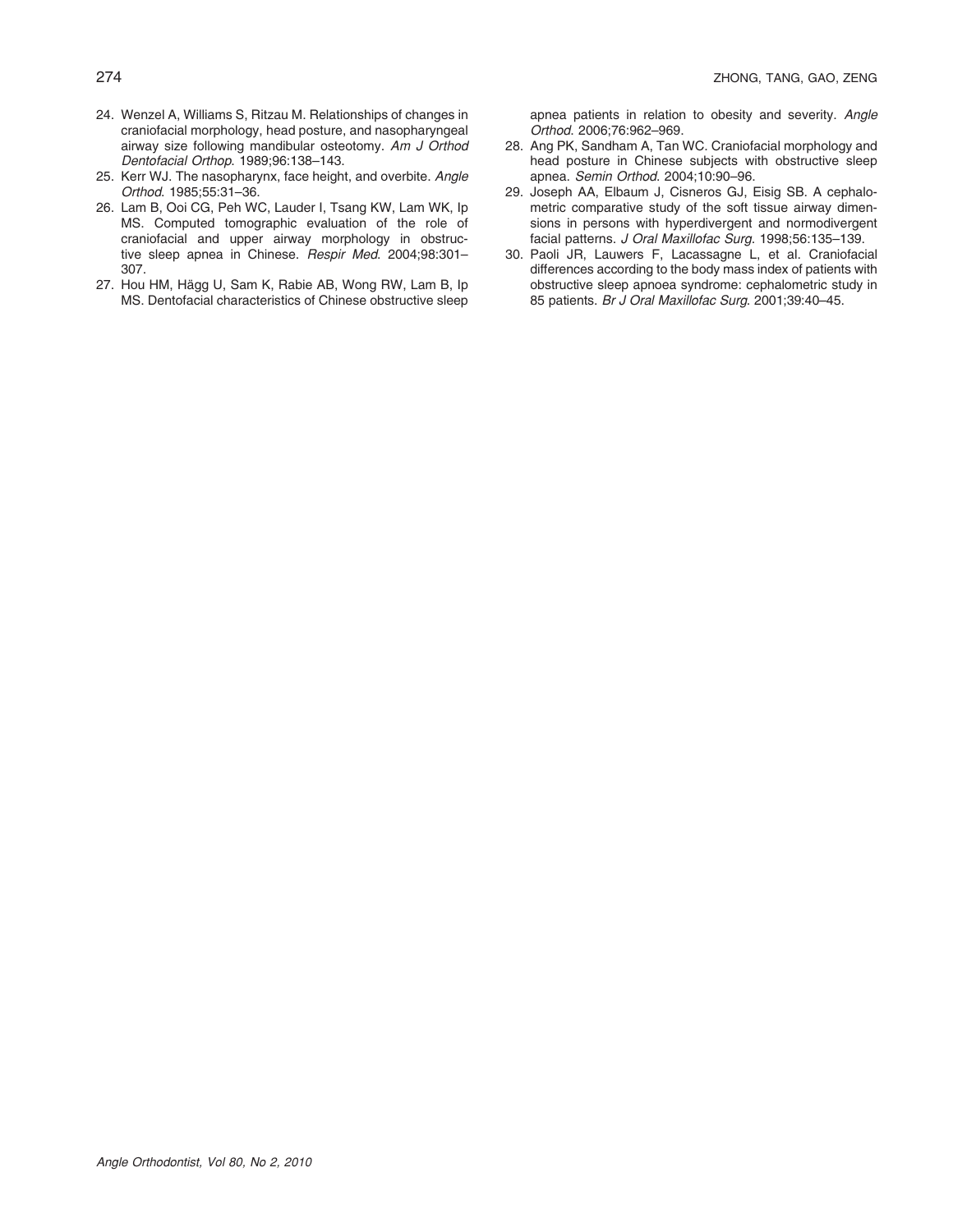24. Wenzel A, Williams S, Ritzau M. Relationships of changes in craniofacial morphology, head posture, and nasopharyngeal airway size following mandibular osteotomy. *Am J Orthod Dentofacial Orthop*. 1989;96:138–143.
25. Kerr WJ. The nasopharynx, face height, and overbite. *Angle Orthod*. 1985;55:31–36.
26. Lam B, Ooi CG, Peh WC, Lauder I, Tsang KW, Lam WK, Ip MS. Computed tomographic evaluation of the role of craniofacial and upper airway morphology in obstructive sleep apnea in Chinese. *Respir Med*. 2004;98:301–307.
27. Hou HM, Hägg U, Sam K, Rabie AB, Wong RW, Lam B, Ip MS. Dentofacial characteristics of Chinese obstructive sleep apnea patients in relation to obesity and severity. *Angle Orthod*. 2006;76:962–969.
28. Ang PK, Sandham A, Tan WC. Craniofacial morphology and head posture in Chinese subjects with obstructive sleep apnea. *Semin Orthod*. 2004;10:90–96.
29. Joseph AA, Elbaum J, Cisneros GJ, Eisig SB. A cephalometric comparative study of the soft tissue airway dimensions in persons with hyperdivergent and normodivergent facial patterns. *J Oral Maxillofac Surg*. 1998;56:135–139.
30. Paoli JR, Lauwers F, Lacassagne L, et al. Craniofacial differences according to the body mass index of patients with obstructive sleep apnoea syndrome: cephalometric study in 85 patients. *Br J Oral Maxillofac Surg*. 2001;39:40–45.